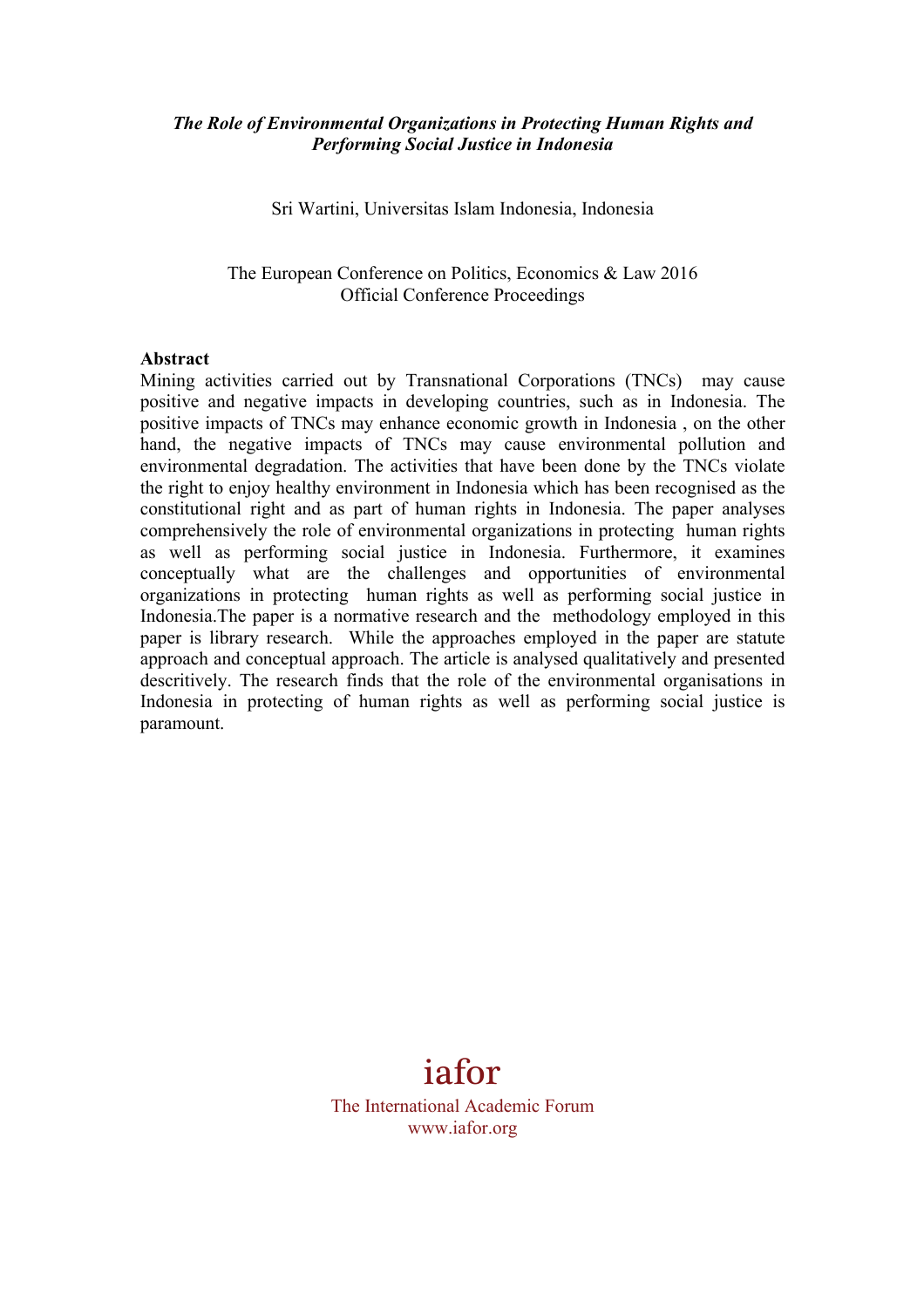***The Role of Environmental Organizations in Protecting Human Rights and Performing Social Justice in Indonesia***

Sri Wartini, Universitas Islam Indonesia, Indonesia

The European Conference on Politics, Economics & Law 2016
Official Conference Proceedings

**Abstract**

Mining activities carried out by Transnational Corporations (TNCs) may cause positive and negative impacts in developing countries, such as in Indonesia. The positive impacts of TNCs may enhance economic growth in Indonesia , on the other hand, the negative impacts of TNCs may cause environmental pollution and environmental degradation. The activities that have been done by the TNCs violate the right to enjoy healthy environment in Indonesia which has been recognised as the constitutional right and as part of human rights in Indonesia. The paper analyses comprehensively the role of environmental organizations in protecting human rights as well as performing social justice in Indonesia. Furthermore, it examines conceptually what are the challenges and opportunities of environmental organizations in protecting human rights as well as performing social justice in Indonesia.The paper is a normative research and the methodology employed in this paper is library research. While the approaches employed in the paper are statute approach and conceptual approach. The article is analysed qualitatively and presented descritively. The research finds that the role of the environmental organisations in Indonesia in protecting of human rights as well as performing social justice is paramount.

iafor

The International Academic Forum
www.iafor.org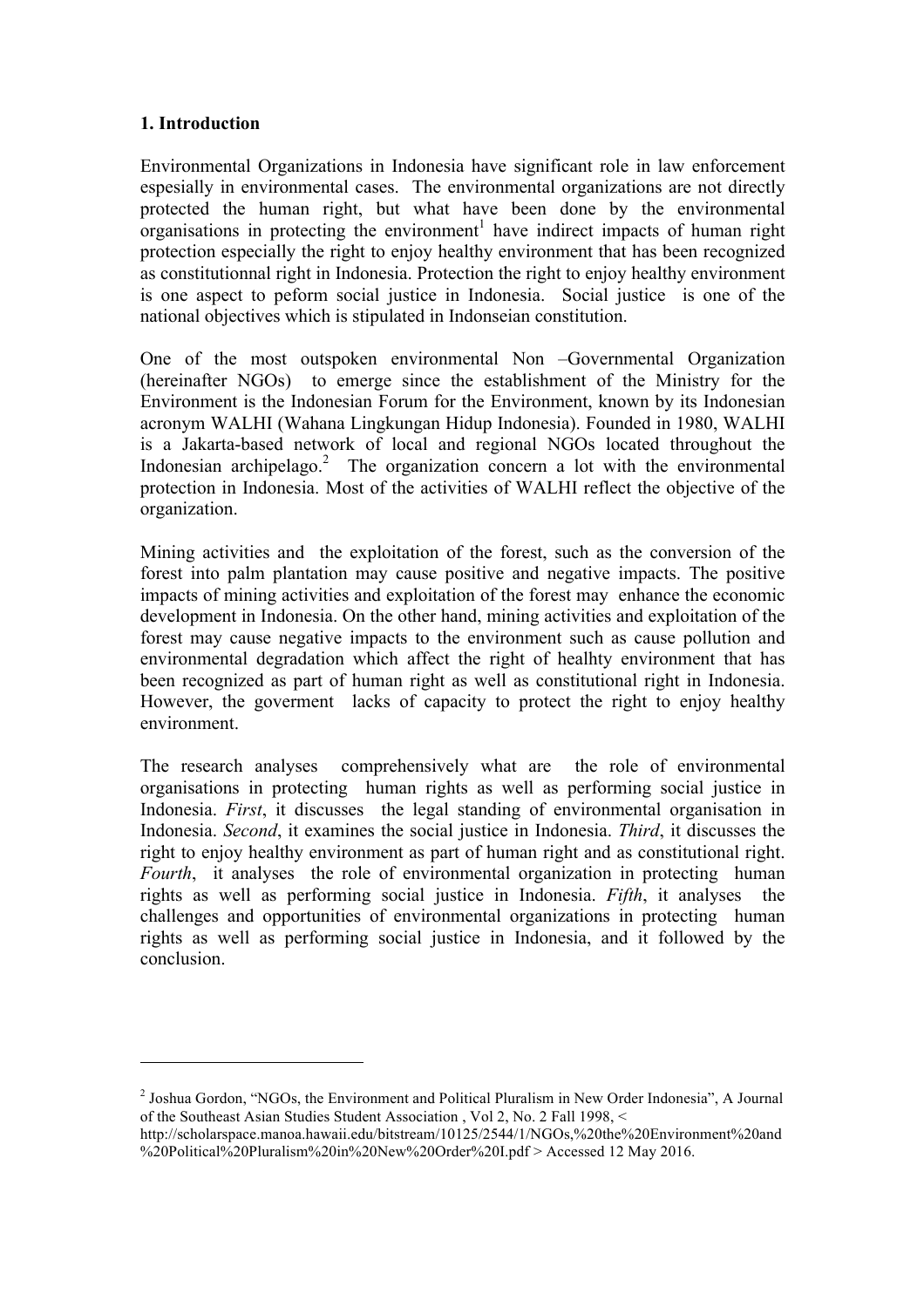## 1. Introduction

Environmental Organizations in Indonesia have significant role in law enforcement espesially in environmental cases. The environmental organizations are not directly protected the human right, but what have been done by the environmental organisations in protecting the environment[1] have indirect impacts of human right protection especially the right to enjoy healthy environment that has been recognized as constitutionnal right in Indonesia. Protection the right to enjoy healthy environment is one aspect to peform social justice in Indonesia. Social justice is one of the national objectives which is stipulated in Indonseian constitution.

One of the most outspoken environmental Non –Governmental Organization (hereinafter NGOs) to emerge since the establishment of the Ministry for the Environment is the Indonesian Forum for the Environment, known by its Indonesian acronym WALHI (Wahana Lingkungan Hidup Indonesia). Founded in 1980, WALHI is a Jakarta-based network of local and regional NGOs located throughout the Indonesian archipelago.[2] The organization concern a lot with the environmental protection in Indonesia. Most of the activities of WALHI reflect the objective of the organization.

Mining activities and the exploitation of the forest, such as the conversion of the forest into palm plantation may cause positive and negative impacts. The positive impacts of mining activities and exploitation of the forest may enhance the economic development in Indonesia. On the other hand, mining activities and exploitation of the forest may cause negative impacts to the environment such as cause pollution and environmental degradation which affect the right of healhty environment that has been recognized as part of human right as well as constitutional right in Indonesia. However, the goverment lacks of capacity to protect the right to enjoy healthy environment.

The research analyses comprehensively what are the role of environmental organisations in protecting human rights as well as performing social justice in Indonesia. *First*, it discusses the legal standing of environmental organisation in Indonesia. *Second*, it examines the social justice in Indonesia. *Third*, it discusses the right to enjoy healthy environment as part of human right and as constitutional right. *Fourth*, it analyses the role of environmental organization in protecting human rights as well as performing social justice in Indonesia. *Fifth*, it analyses the challenges and opportunities of environmental organizations in protecting human rights as well as performing social justice in Indonesia, and it followed by the conclusion.

---

[2] Joshua Gordon, "NGOs, the Environment and Political Pluralism in New Order Indonesia", A Journal of the Southeast Asian Studies Student Association , Vol 2, No. 2 Fall 1998, < http://scholarspace.manoa.hawaii.edu/bitstream/10125/2544/1/NGOs,%20the%20Environment%20and%20Political%20Pluralism%20in%20New%20Order%20I.pdf > Accessed 12 May 2016.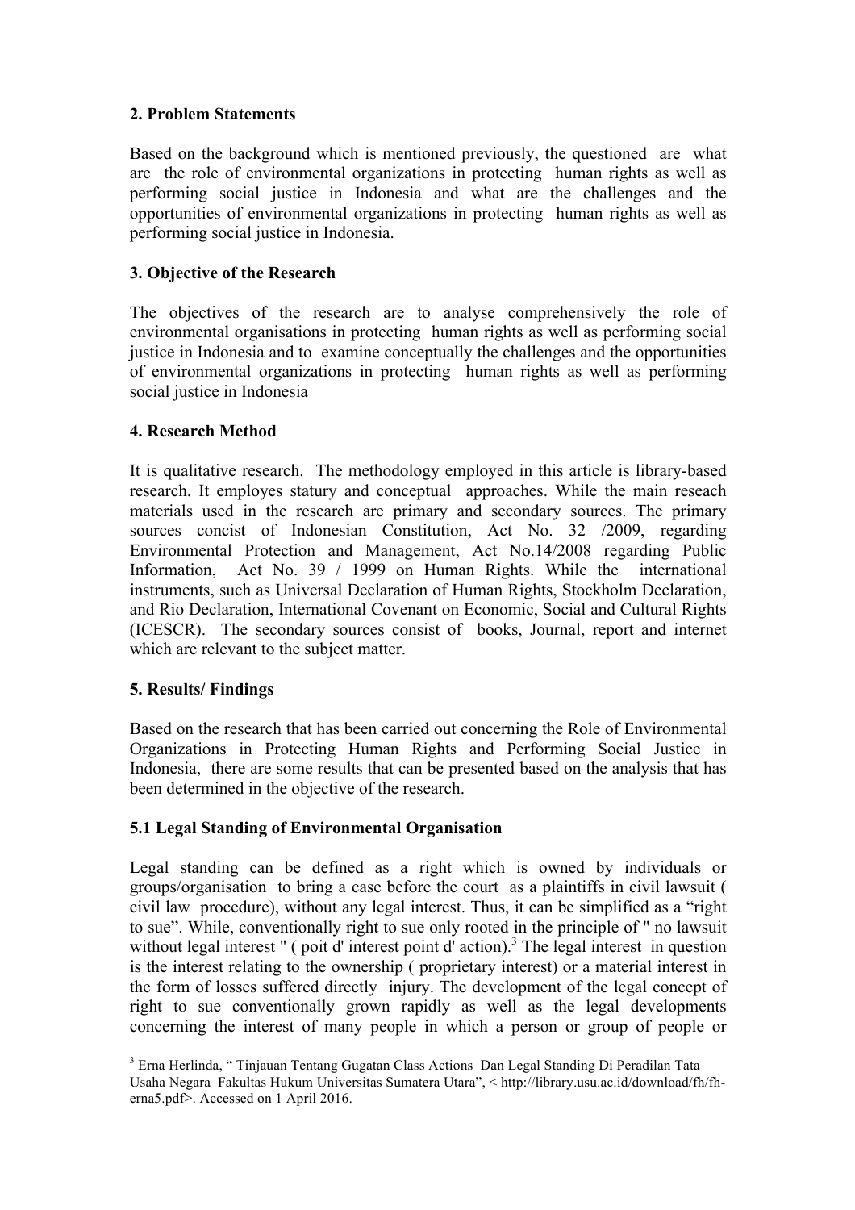## 2. Problem Statements

Based on the background which is mentioned previously, the questioned are what are the role of environmental organizations in protecting human rights as well as performing social justice in Indonesia and what are the challenges and the opportunities of environmental organizations in protecting human rights as well as performing social justice in Indonesia.

## 3. Objective of the Research

The objectives of the research are to analyse comprehensively the role of environmental organisations in protecting human rights as well as performing social justice in Indonesia and to examine conceptually the challenges and the opportunities of environmental organizations in protecting human rights as well as performing social justice in Indonesia

## 4. Research Method

It is qualitative research. The methodology employed in this article is library-based research. It employes statury and conceptual approaches. While the main reseach materials used in the research are primary and secondary sources. The primary sources concist of Indonesian Constitution, Act No. 32 /2009, regarding Environmental Protection and Management, Act No.14/2008 regarding Public Information, Act No. 39 / 1999 on Human Rights. While the international instruments, such as Universal Declaration of Human Rights, Stockholm Declaration, and Rio Declaration, International Covenant on Economic, Social and Cultural Rights (ICESCR). The secondary sources consist of books, Journal, report and internet which are relevant to the subject matter.

## 5. Results/ Findings

Based on the research that has been carried out concerning the Role of Environmental Organizations in Protecting Human Rights and Performing Social Justice in Indonesia, there are some results that can be presented based on the analysis that has been determined in the objective of the research.

### 5.1 Legal Standing of Environmental Organisation

Legal standing can be defined as a right which is owned by individuals or groups/organisation to bring a case before the court as a plaintiffs in civil lawsuit ( civil law procedure), without any legal interest. Thus, it can be simplified as a "right to sue". While, conventionally right to sue only rooted in the principle of " no lawsuit without legal interest " ( poit d' interest point d' action).[3] The legal interest in question is the interest relating to the ownership ( proprietary interest) or a material interest in the form of losses suffered directly injury. The development of the legal concept of right to sue conventionally grown rapidly as well as the legal developments concerning the interest of many people in which a person or group of people or

---

[3] Erna Herlinda, " Tinjauan Tentang Gugatan Class Actions Dan Legal Standing Di Peradilan Tata Usaha Negara Fakultas Hukum Universitas Sumatera Utara", < http://library.usu.ac.id/download/fh/fh-erna5.pdf>. Accessed on 1 April 2016.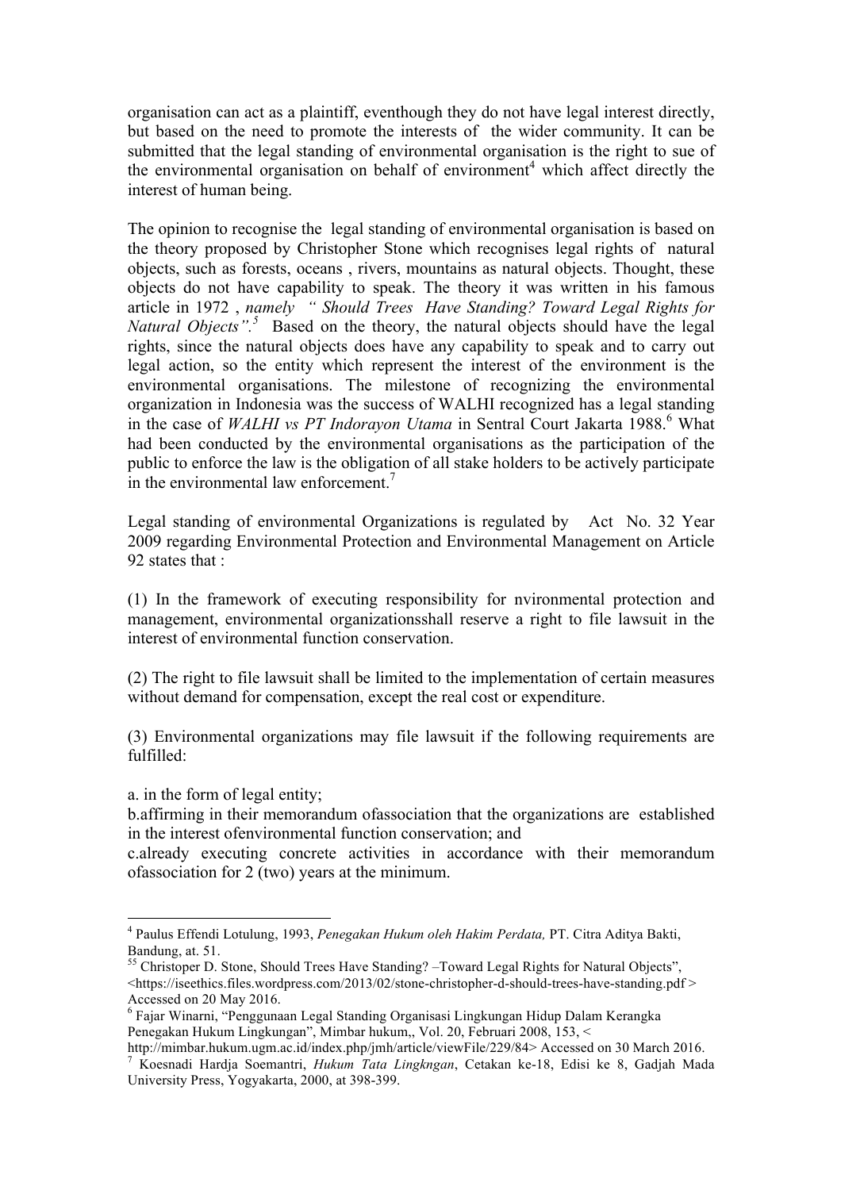organisation can act as a plaintiff, eventhough they do not have legal interest directly, but based on the need to promote the interests of the wider community. It can be submitted that the legal standing of environmental organisation is the right to sue of the environmental organisation on behalf of environment[4] which affect directly the interest of human being.

The opinion to recognise the legal standing of environmental organisation is based on the theory proposed by Christopher Stone which recognises legal rights of natural objects, such as forests, oceans , rivers, mountains as natural objects. Thought, these objects do not have capability to speak. The theory it was written in his famous article in 1972 , *namely " Should Trees Have Standing? Toward Legal Rights for Natural Objects".*[5] Based on the theory, the natural objects should have the legal rights, since the natural objects does have any capability to speak and to carry out legal action, so the entity which represent the interest of the environment is the environmental organisations. The milestone of recognizing the environmental organization in Indonesia was the success of WALHI recognized has a legal standing in the case of *WALHI vs PT Indorayon Utama* in Sentral Court Jakarta 1988.[6] What had been conducted by the environmental organisations as the participation of the public to enforce the law is the obligation of all stake holders to be actively participate in the environmental law enforcement.[7]

Legal standing of environmental Organizations is regulated by Act No. 32 Year 2009 regarding Environmental Protection and Environmental Management on Article 92 states that :

(1) In the framework of executing responsibility for nvironmental protection and management, environmental organizationsshall reserve a right to file lawsuit in the interest of environmental function conservation.

(2) The right to file lawsuit shall be limited to the implementation of certain measures without demand for compensation, except the real cost or expenditure.

(3) Environmental organizations may file lawsuit if the following requirements are fulfilled:

a. in the form of legal entity;
b.affirming in their memorandum ofassociation that the organizations are established in the interest ofenvironmental function conservation; and
c.already executing concrete activities in accordance with their memorandum ofassociation for 2 (two) years at the minimum.

---

[4] Paulus Effendi Lotulung, 1993, *Penegakan Hukum oleh Hakim Perdata,* PT. Citra Aditya Bakti, Bandung, at. 51.

[55] Christoper D. Stone, Should Trees Have Standing? –Toward Legal Rights for Natural Objects", <https://iseethics.files.wordpress.com/2013/02/stone-christopher-d-should-trees-have-standing.pdf > Accessed on 20 May 2016.

[6] Fajar Winarni, "Penggunaan Legal Standing Organisasi Lingkungan Hidup Dalam Kerangka Penegakan Hukum Lingkungan", Mimbar hukum,, Vol. 20, Februari 2008, 153, < http://mimbar.hukum.ugm.ac.id/index.php/jmh/article/viewFile/229/84> Accessed on 30 March 2016.

[7] Koesnadi Hardja Soemantri, *Hukum Tata Lingkngan*, Cetakan ke-18, Edisi ke 8, Gadjah Mada University Press, Yogyakarta, 2000, at 398-399.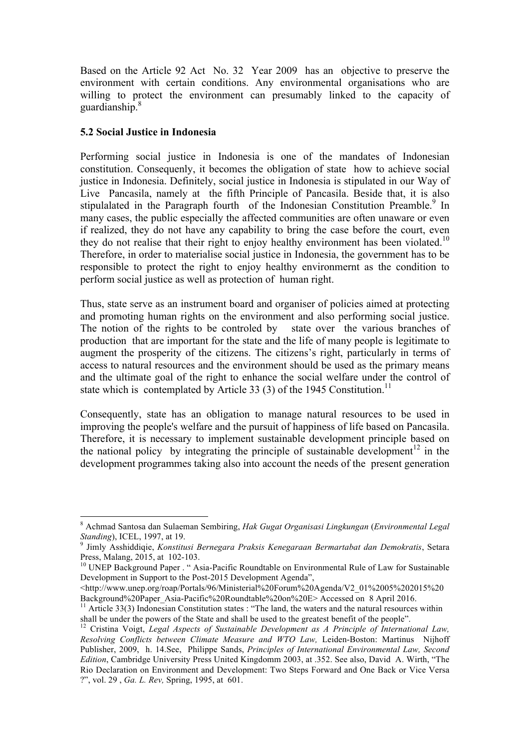Based on the Article 92 Act No. 32 Year 2009 has an objective to preserve the environment with certain conditions. Any environmental organisations who are willing to protect the environment can presumably linked to the capacity of guardianship.[8]

**5.2 Social Justice in Indonesia**

Performing social justice in Indonesia is one of the mandates of Indonesian constitution. Consequenly, it becomes the obligation of state how to achieve social justice in Indonesia. Definitely, social justice in Indonesia is stipulated in our Way of Live Pancasila, namely at the fifth Principle of Pancasila. Beside that, it is also stipulalated in the Paragraph fourth of the Indonesian Constitution Preamble.[9] In many cases, the public especially the affected communities are often unaware or even if realized, they do not have any capability to bring the case before the court, even they do not realise that their right to enjoy healthy environment has been violated.[10] Therefore, in order to materialise social justice in Indonesia, the government has to be responsible to protect the right to enjoy healthy environmernt as the condition to perform social justice as well as protection of human right.

Thus, state serve as an instrument board and organiser of policies aimed at protecting and promoting human rights on the environment and also performing social justice. The notion of the rights to be controled by state over the various branches of production that are important for the state and the life of many people is legitimate to augment the prosperity of the citizens. The citizens's right, particularly in terms of access to natural resources and the environment should be used as the primary means and the ultimate goal of the right to enhance the social welfare under the control of state which is contemplated by Article 33 (3) of the 1945 Constitution.[11]

Consequently, state has an obligation to manage natural resources to be used in improving the people's welfare and the pursuit of happiness of life based on Pancasila. Therefore, it is necessary to implement sustainable development principle based on the national policy by integrating the principle of sustainable development[12] in the development programmes taking also into account the needs of the present generation

---

[8] Achmad Santosa dan Sulaeman Sembiring, *Hak Gugat Organisasi Lingkungan* (*Environmental Legal Standing*), ICEL, 1997, at 19.

[9] Jimly Asshiddiqie, *Konstitusi Bernegara Praksis Kenegaraan Bermartabat dan Demokratis*, Setara Press, Malang, 2015, at 102-103.

[10] UNEP Background Paper . " Asia-Pacific Roundtable on Environmental Rule of Law for Sustainable Development in Support to the Post-2015 Development Agenda", <http://www.unep.org/roap/Portals/96/Ministerial%20Forum%20Agenda/V2_01%2005%202015%20Background%20Paper_Asia-Pacific%20Roundtable%20on%20E> Accessed on 8 April 2016.

[11] Article 33(3) Indonesian Constitution states : "The land, the waters and the natural resources within shall be under the powers of the State and shall be used to the greatest benefit of the people".

[12] Cristina Voigt, *Legal Aspects of Sustainable Development as A Principle of International Law, Resolving Conflicts between Climate Measure and WTO Law,* Leiden-Boston: Martinus Nijhoff Publisher, 2009, h. 14.See, Philippe Sands, *Principles of International Environmental Law, Second Edition*, Cambridge University Press United Kingdomm 2003, at .352. See also, David A. Wirth, "The Rio Declaration on Environment and Development: Two Steps Forward and One Back or Vice Versa ?", vol. 29 , *Ga. L. Rev,* Spring, 1995, at 601.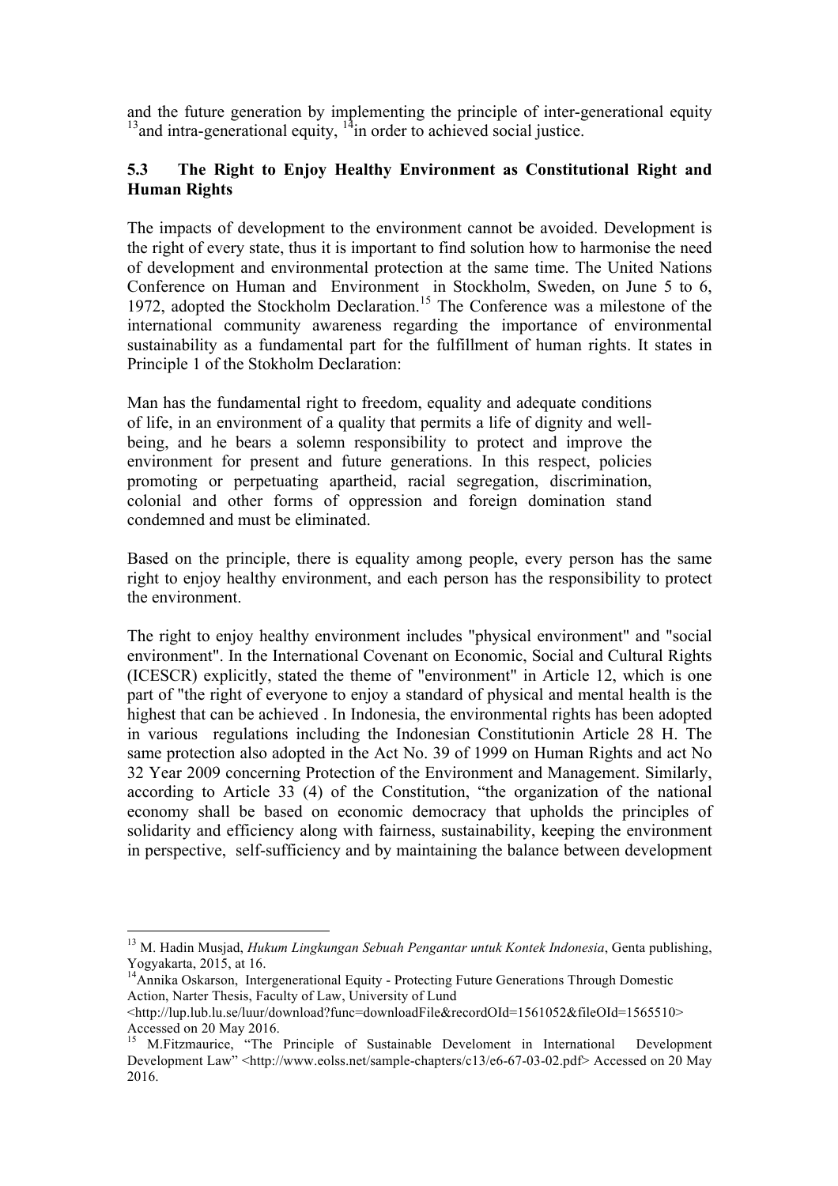and the future generation by implementing the principle of inter-generational equity [13]and intra-generational equity, [14]in order to achieved social justice.

### 5.3 The Right to Enjoy Healthy Environment as Constitutional Right and Human Rights

The impacts of development to the environment cannot be avoided. Development is the right of every state, thus it is important to find solution how to harmonise the need of development and environmental protection at the same time. The United Nations Conference on Human and Environment in Stockholm, Sweden, on June 5 to 6, 1972, adopted the Stockholm Declaration.[15] The Conference was a milestone of the international community awareness regarding the importance of environmental sustainability as a fundamental part for the fulfillment of human rights. It states in Principle 1 of the Stokholm Declaration:

> Man has the fundamental right to freedom, equality and adequate conditions of life, in an environment of a quality that permits a life of dignity and well-being, and he bears a solemn responsibility to protect and improve the environment for present and future generations. In this respect, policies promoting or perpetuating apartheid, racial segregation, discrimination, colonial and other forms of oppression and foreign domination stand condemned and must be eliminated.

Based on the principle, there is equality among people, every person has the same right to enjoy healthy environment, and each person has the responsibility to protect the environment.

The right to enjoy healthy environment includes "physical environment" and "social environment". In the International Covenant on Economic, Social and Cultural Rights (ICESCR) explicitly, stated the theme of "environment" in Article 12, which is one part of "the right of everyone to enjoy a standard of physical and mental health is the highest that can be achieved . In Indonesia, the environmental rights has been adopted in various regulations including the Indonesian Constitutionin Article 28 H. The same protection also adopted in the Act No. 39 of 1999 on Human Rights and act No 32 Year 2009 concerning Protection of the Environment and Management. Similarly, according to Article 33 (4) of the Constitution, "the organization of the national economy shall be based on economic democracy that upholds the principles of solidarity and efficiency along with fairness, sustainability, keeping the environment in perspective, self-sufficiency and by maintaining the balance between development

---

[13] M. Hadin Musjad, *Hukum Lingkungan Sebuah Pengantar untuk Kontek Indonesia*, Genta publishing, Yogyakarta, 2015, at 16.

[14] Annika Oskarson, Intergenerational Equity - Protecting Future Generations Through Domestic Action, Narter Thesis, Faculty of Law, University of Lund <http://lup.lub.lu.se/luur/download?func=downloadFile&recordOId=1561052&fileOId=1565510> Accessed on 20 May 2016.

[15] M.Fitzmaurice, "The Principle of Sustainable Develoment in International Development Development Law" <http://www.eolss.net/sample-chapters/c13/e6-67-03-02.pdf> Accessed on 20 May 2016.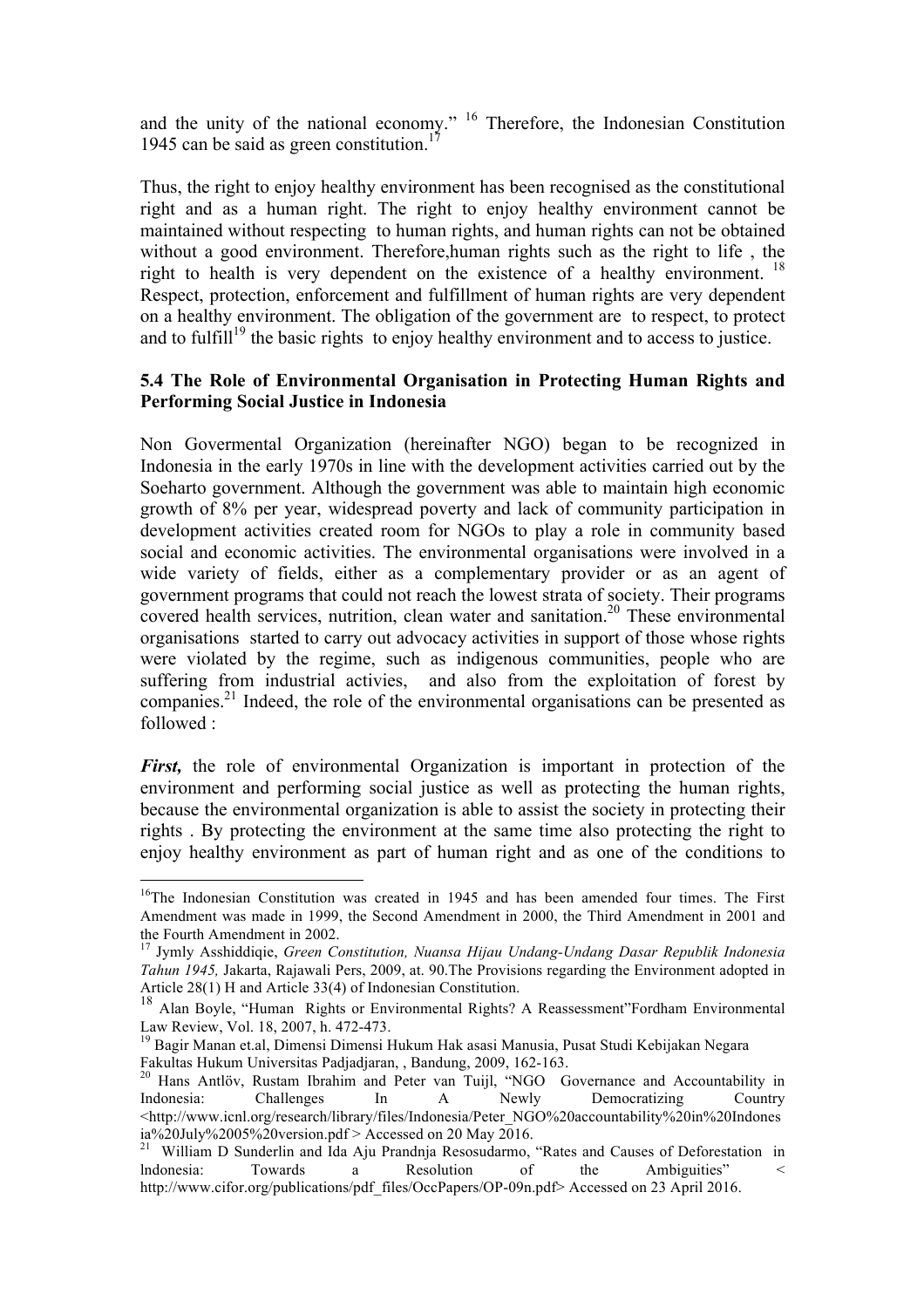and the unity of the national economy." [16] Therefore, the Indonesian Constitution 1945 can be said as green constitution.[17]

Thus, the right to enjoy healthy environment has been recognised as the constitutional right and as a human right. The right to enjoy healthy environment cannot be maintained without respecting to human rights, and human rights can not be obtained without a good environment. Therefore,human rights such as the right to life , the right to health is very dependent on the existence of a healthy environment. [18] Respect, protection, enforcement and fulfillment of human rights are very dependent on a healthy environment. The obligation of the government are to respect, to protect and to fulfill[19] the basic rights to enjoy healthy environment and to access to justice.

### 5.4 The Role of Environmental Organisation in Protecting Human Rights and Performing Social Justice in Indonesia

Non Govermental Organization (hereinafter NGO) began to be recognized in Indonesia in the early 1970s in line with the development activities carried out by the Soeharto government. Although the government was able to maintain high economic growth of 8% per year, widespread poverty and lack of community participation in development activities created room for NGOs to play a role in community based social and economic activities. The environmental organisations were involved in a wide variety of fields, either as a complementary provider or as an agent of government programs that could not reach the lowest strata of society. Their programs covered health services, nutrition, clean water and sanitation.[20] These environmental organisations started to carry out advocacy activities in support of those whose rights were violated by the regime, such as indigenous communities, people who are suffering from industrial activies, and also from the exploitation of forest by companies.[21] Indeed, the role of the environmental organisations can be presented as followed :

***First,*** the role of environmental Organization is important in protection of the environment and performing social justice as well as protecting the human rights, because the environmental organization is able to assist the society in protecting their rights . By protecting the environment at the same time also protecting the right to enjoy healthy environment as part of human right and as one of the conditions to

---

[16] The Indonesian Constitution was created in 1945 and has been amended four times. The First Amendment was made in 1999, the Second Amendment in 2000, the Third Amendment in 2001 and the Fourth Amendment in 2002.

[17] Jymly Asshiddiqie, *Green Constitution, Nuansa Hijau Undang-Undang Dasar Republik Indonesia Tahun 1945,* Jakarta, Rajawali Pers, 2009, at. 90.The Provisions regarding the Environment adopted in Article 28(1) H and Article 33(4) of Indonesian Constitution.

[18] Alan Boyle, "Human Rights or Environmental Rights? A Reassessment"Fordham Environmental Law Review, Vol. 18, 2007, h. 472-473.

[19] Bagir Manan et.al, Dimensi Dimensi Hukum Hak asasi Manusia, Pusat Studi Kebijakan Negara Fakultas Hukum Universitas Padjadjaran, , Bandung, 2009, 162-163.

[20] Hans Antlöv, Rustam Ibrahim and Peter van Tuijl, "NGO Governance and Accountability in Indonesia: Challenges In A Newly Democratizing Country <http://www.icnl.org/research/library/files/Indonesia/Peter_NGO%20accountability%20in%20Indonesia%20July%2005%20version.pdf > Accessed on 20 May 2016.

[21] William D Sunderlin and Ida Aju Prandnja Resosudarmo, "Rates and Causes of Deforestation in lndonesia: Towards a Resolution of the Ambiguities" < http://www.cifor.org/publications/pdf_files/OccPapers/OP-09n.pdf> Accessed on 23 April 2016.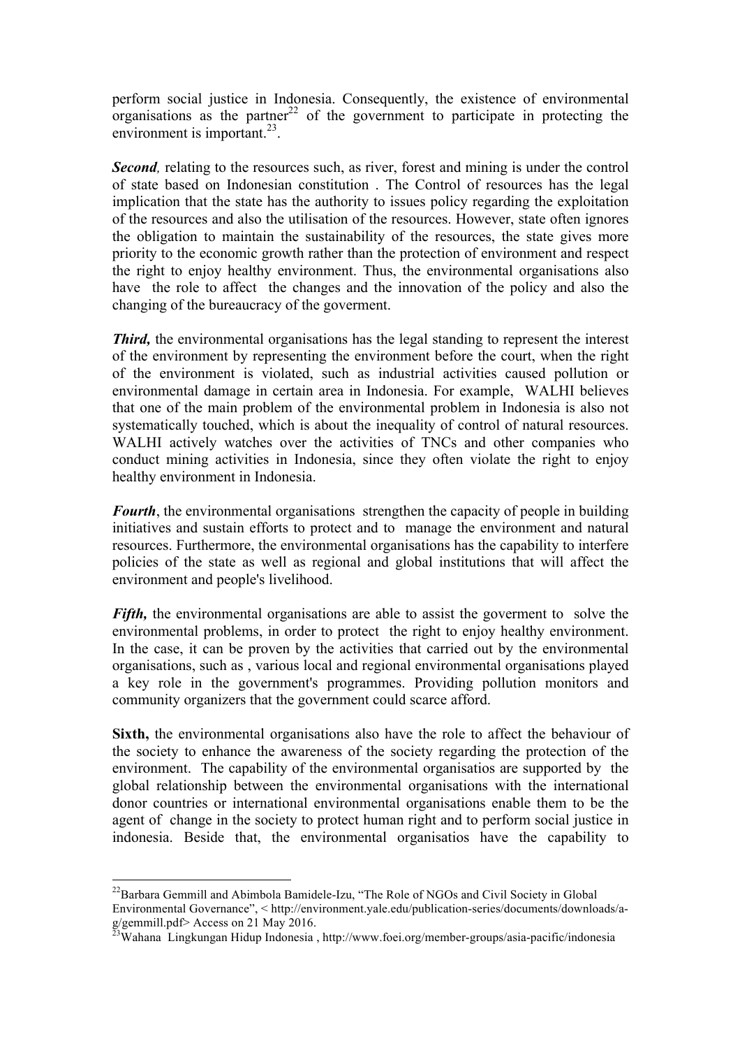perform social justice in Indonesia. Consequently, the existence of environmental organisations as the partner[22] of the government to participate in protecting the environment is important.[23].

***Second,*** relating to the resources such, as river, forest and mining is under the control of state based on Indonesian constitution . The Control of resources has the legal implication that the state has the authority to issues policy regarding the exploitation of the resources and also the utilisation of the resources. However, state often ignores the obligation to maintain the sustainability of the resources, the state gives more priority to the economic growth rather than the protection of environment and respect the right to enjoy healthy environment. Thus, the environmental organisations also have the role to affect the changes and the innovation of the policy and also the changing of the bureaucracy of the goverment.

***Third,*** the environmental organisations has the legal standing to represent the interest of the environment by representing the environment before the court, when the right of the environment is violated, such as industrial activities caused pollution or environmental damage in certain area in Indonesia. For example, WALHI believes that one of the main problem of the environmental problem in Indonesia is also not systematically touched, which is about the inequality of control of natural resources. WALHI actively watches over the activities of TNCs and other companies who conduct mining activities in Indonesia, since they often violate the right to enjoy healthy environment in Indonesia.

***Fourth***, the environmental organisations strengthen the capacity of people in building initiatives and sustain efforts to protect and to manage the environment and natural resources. Furthermore, the environmental organisations has the capability to interfere policies of the state as well as regional and global institutions that will affect the environment and people's livelihood.

***Fifth,*** the environmental organisations are able to assist the goverment to solve the environmental problems, in order to protect the right to enjoy healthy environment. In the case, it can be proven by the activities that carried out by the environmental organisations, such as , various local and regional environmental organisations played a key role in the government's programmes. Providing pollution monitors and community organizers that the government could scarce afford.

**Sixth,** the environmental organisations also have the role to affect the behaviour of the society to enhance the awareness of the society regarding the protection of the environment. The capability of the environmental organisatios are supported by the global relationship between the environmental organisations with the international donor countries or international environmental organisations enable them to be the agent of change in the society to protect human right and to perform social justice in indonesia. Beside that, the environmental organisatios have the capability to

---

[22]Barbara Gemmill and Abimbola Bamidele-Izu, "The Role of NGOs and Civil Society in Global Environmental Governance", < http://environment.yale.edu/publication-series/documents/downloads/a-g/gemmill.pdf> Access on 21 May 2016.

[23]Wahana Lingkungan Hidup Indonesia , http://www.foei.org/member-groups/asia-pacific/indonesia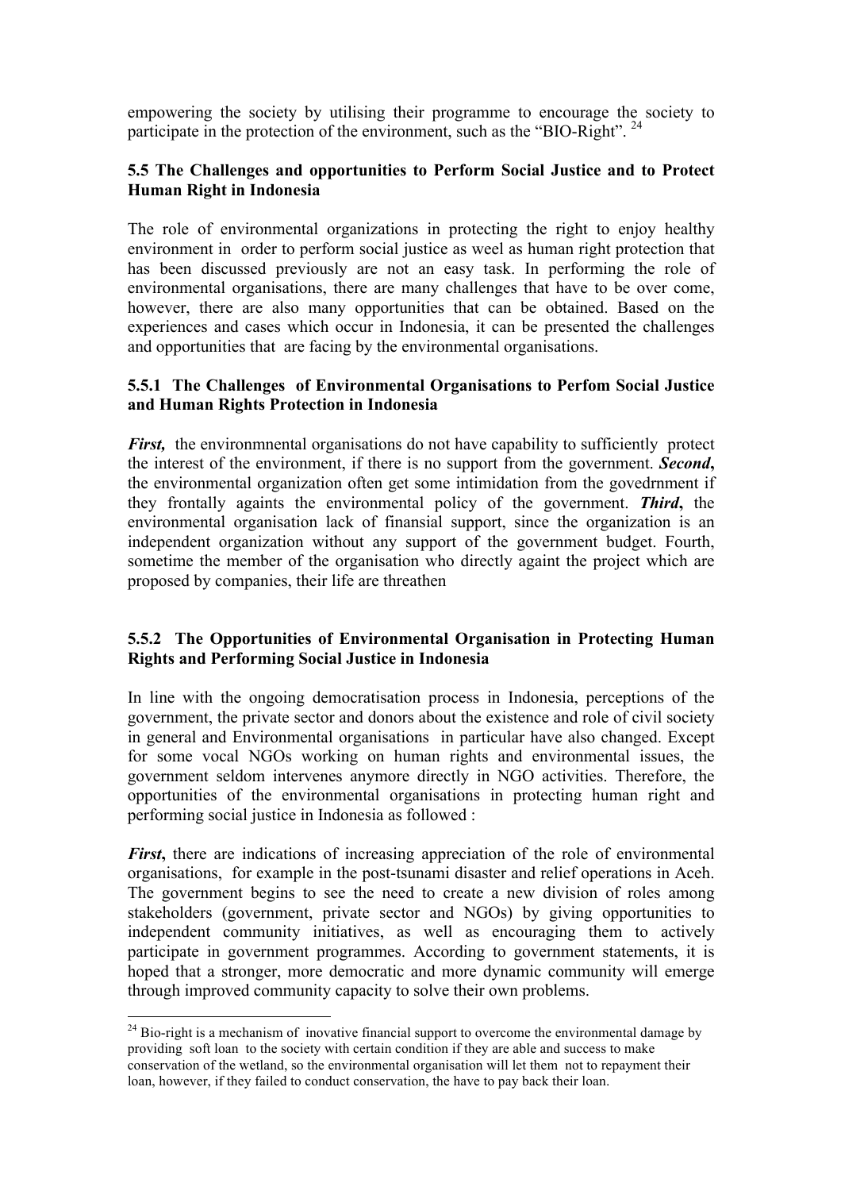empowering the society by utilising their programme to encourage the society to participate in the protection of the environment, such as the "BIO-Right". [24]

### 5.5 The Challenges and opportunities to Perform Social Justice and to Protect Human Right in Indonesia

The role of environmental organizations in protecting the right to enjoy healthy environment in order to perform social justice as weel as human right protection that has been discussed previously are not an easy task. In performing the role of environmental organisations, there are many challenges that have to be over come, however, there are also many opportunities that can be obtained. Based on the experiences and cases which occur in Indonesia, it can be presented the challenges and opportunities that are facing by the environmental organisations.

#### 5.5.1 The Challenges of Environmental Organisations to Perfom Social Justice and Human Rights Protection in Indonesia

***First,*** the environmnental organisations do not have capability to sufficiently protect the interest of the environment, if there is no support from the government. ***Second*****,** the environmental organization often get some intimidation from the govedrnment if they frontally againts the environmental policy of the government. ***Third*****,** the environmental organisation lack of finansial support, since the organization is an independent organization without any support of the government budget. Fourth, sometime the member of the organisation who directly againt the project which are proposed by companies, their life are threathen

#### 5.5.2 The Opportunities of Environmental Organisation in Protecting Human Rights and Performing Social Justice in Indonesia

In line with the ongoing democratisation process in Indonesia, perceptions of the government, the private sector and donors about the existence and role of civil society in general and Environmental organisations in particular have also changed. Except for some vocal NGOs working on human rights and environmental issues, the government seldom intervenes anymore directly in NGO activities. Therefore, the opportunities of the environmental organisations in protecting human right and performing social justice in Indonesia as followed :

***First*****,** there are indications of increasing appreciation of the role of environmental organisations, for example in the post-tsunami disaster and relief operations in Aceh. The government begins to see the need to create a new division of roles among stakeholders (government, private sector and NGOs) by giving opportunities to independent community initiatives, as well as encouraging them to actively participate in government programmes. According to government statements, it is hoped that a stronger, more democratic and more dynamic community will emerge through improved community capacity to solve their own problems.

---

[24] Bio-right is a mechanism of inovative financial support to overcome the environmental damage by providing soft loan to the society with certain condition if they are able and success to make conservation of the wetland, so the environmental organisation will let them not to repayment their loan, however, if they failed to conduct conservation, the have to pay back their loan.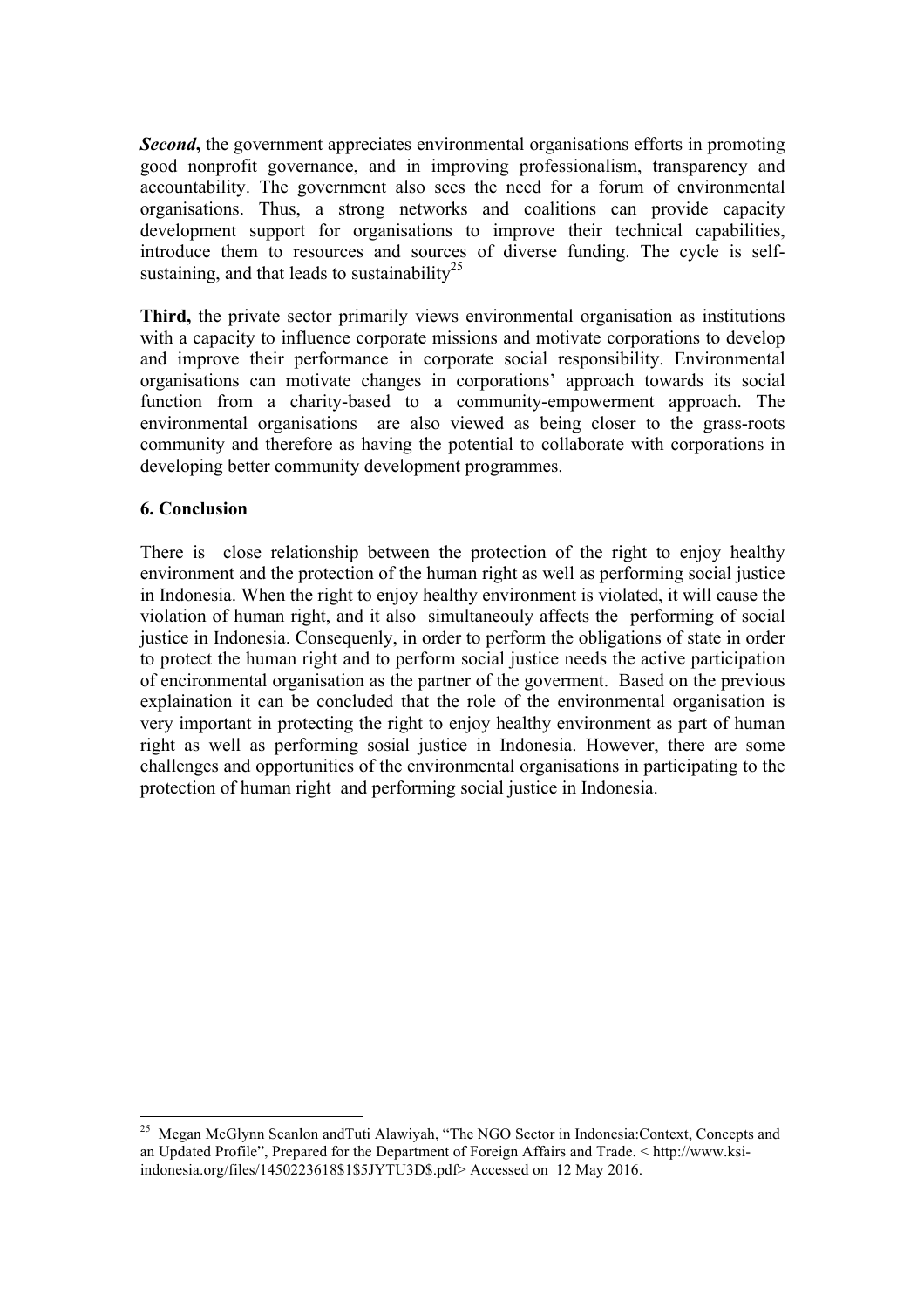***Second*****,** the government appreciates environmental organisations efforts in promoting good nonprofit governance, and in improving professionalism, transparency and accountability. The government also sees the need for a forum of environmental organisations. Thus, a strong networks and coalitions can provide capacity development support for organisations to improve their technical capabilities, introduce them to resources and sources of diverse funding. The cycle is self-sustaining, and that leads to sustainability[25]

**Third,** the private sector primarily views environmental organisation as institutions with a capacity to influence corporate missions and motivate corporations to develop and improve their performance in corporate social responsibility. Environmental organisations can motivate changes in corporations' approach towards its social function from a charity-based to a community-empowerment approach. The environmental organisations are also viewed as being closer to the grass-roots community and therefore as having the potential to collaborate with corporations in developing better community development programmes.

## 6. Conclusion

There is close relationship between the protection of the right to enjoy healthy environment and the protection of the human right as well as performing social justice in Indonesia. When the right to enjoy healthy environment is violated, it will cause the violation of human right, and it also simultaneouly affects the performing of social justice in Indonesia. Consequenly, in order to perform the obligations of state in order to protect the human right and to perform social justice needs the active participation of encironmental organisation as the partner of the goverment. Based on the previous explaination it can be concluded that the role of the environmental organisation is very important in protecting the right to enjoy healthy environment as part of human right as well as performing sosial justice in Indonesia. However, there are some challenges and opportunities of the environmental organisations in participating to the protection of human right and performing social justice in Indonesia.

---

[25] Megan McGlynn Scanlon andTuti Alawiyah, "The NGO Sector in Indonesia:Context, Concepts and an Updated Profile", Prepared for the Department of Foreign Affairs and Trade. < http://www.ksi-indonesia.org/files/1450223618$1$5JYTU3D$.pdf> Accessed on 12 May 2016.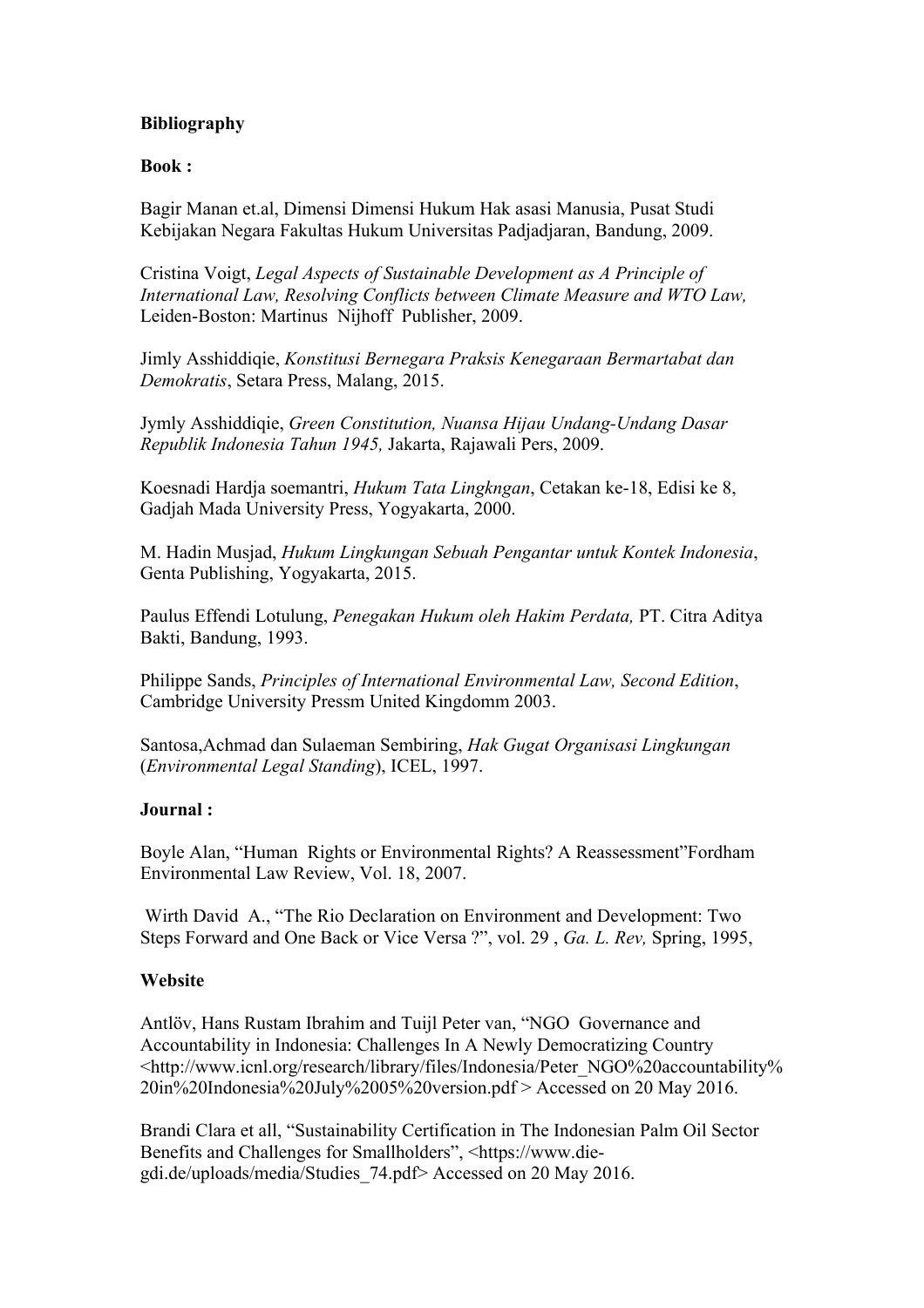**Bibliography**

**Book :**

Bagir Manan et.al, Dimensi Dimensi Hukum Hak asasi Manusia, Pusat Studi Kebijakan Negara Fakultas Hukum Universitas Padjadjaran, Bandung, 2009.

Cristina Voigt, *Legal Aspects of Sustainable Development as A Principle of International Law, Resolving Conflicts between Climate Measure and WTO Law,* Leiden-Boston: Martinus Nijhoff Publisher, 2009.

Jimly Asshiddiqie, *Konstitusi Bernegara Praksis Kenegaraan Bermartabat dan Demokratis*, Setara Press, Malang, 2015.

Jymly Asshiddiqie, *Green Constitution, Nuansa Hijau Undang-Undang Dasar Republik Indonesia Tahun 1945,* Jakarta, Rajawali Pers, 2009.

Koesnadi Hardja soemantri, *Hukum Tata Lingkngan*, Cetakan ke-18, Edisi ke 8, Gadjah Mada University Press, Yogyakarta, 2000.

M. Hadin Musjad, *Hukum Lingkungan Sebuah Pengantar untuk Kontek Indonesia*, Genta Publishing, Yogyakarta, 2015.

Paulus Effendi Lotulung, *Penegakan Hukum oleh Hakim Perdata,* PT. Citra Aditya Bakti, Bandung, 1993.

Philippe Sands, *Principles of International Environmental Law, Second Edition*, Cambridge University Pressm United Kingdomm 2003.

Santosa,Achmad dan Sulaeman Sembiring, *Hak Gugat Organisasi Lingkungan* (*Environmental Legal Standing*), ICEL, 1997.

**Journal :**

Boyle Alan, "Human Rights or Environmental Rights? A Reassessment"Fordham Environmental Law Review, Vol. 18, 2007.

Wirth David A., "The Rio Declaration on Environment and Development: Two Steps Forward and One Back or Vice Versa ?", vol. 29 , *Ga. L. Rev,* Spring, 1995,

**Website**

Antlöv, Hans Rustam Ibrahim and Tuijl Peter van, "NGO Governance and Accountability in Indonesia: Challenges In A Newly Democratizing Country <http://www.icnl.org/research/library/files/Indonesia/Peter_NGO%20accountability%20in%20Indonesia%20July%2005%20version.pdf > Accessed on 20 May 2016.

Brandi Clara et all, "Sustainability Certification in The Indonesian Palm Oil Sector Benefits and Challenges for Smallholders", <https://www.die-gdi.de/uploads/media/Studies_74.pdf> Accessed on 20 May 2016.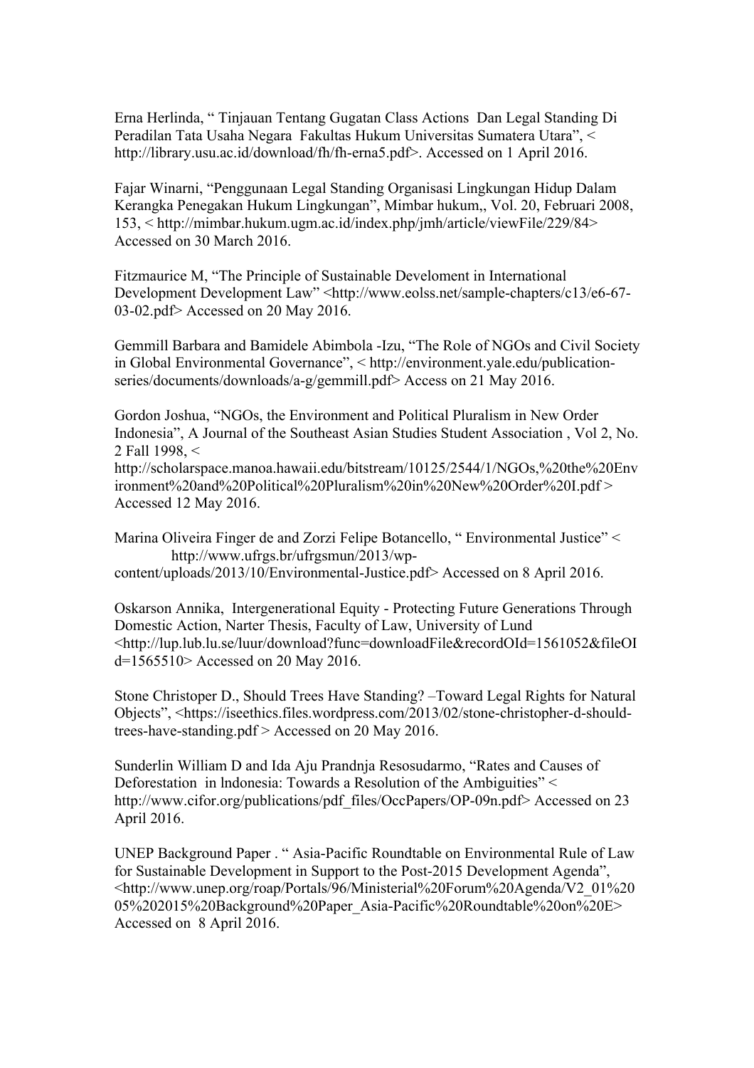Erna Herlinda, " Tinjauan Tentang Gugatan Class Actions Dan Legal Standing Di Peradilan Tata Usaha Negara Fakultas Hukum Universitas Sumatera Utara", < http://library.usu.ac.id/download/fh/fh-erna5.pdf>. Accessed on 1 April 2016.

Fajar Winarni, "Penggunaan Legal Standing Organisasi Lingkungan Hidup Dalam Kerangka Penegakan Hukum Lingkungan", Mimbar hukum,, Vol. 20, Februari 2008, 153, < http://mimbar.hukum.ugm.ac.id/index.php/jmh/article/viewFile/229/84> Accessed on 30 March 2016.

Fitzmaurice M, "The Principle of Sustainable Develoment in International Development Development Law" <http://www.eolss.net/sample-chapters/c13/e6-67-03-02.pdf> Accessed on 20 May 2016.

Gemmill Barbara and Bamidele Abimbola -Izu, "The Role of NGOs and Civil Society in Global Environmental Governance", < http://environment.yale.edu/publication-series/documents/downloads/a-g/gemmill.pdf> Access on 21 May 2016.

Gordon Joshua, "NGOs, the Environment and Political Pluralism in New Order Indonesia", A Journal of the Southeast Asian Studies Student Association , Vol 2, No. 2 Fall 1998, < http://scholarspace.manoa.hawaii.edu/bitstream/10125/2544/1/NGOs,%20the%20Environment%20and%20Political%20Pluralism%20in%20New%20Order%20I.pdf > Accessed 12 May 2016.

Marina Oliveira Finger de and Zorzi Felipe Botancello, " Environmental Justice" < http://www.ufrgs.br/ufrgsmun/2013/wp-content/uploads/2013/10/Environmental-Justice.pdf> Accessed on 8 April 2016.

Oskarson Annika, Intergenerational Equity - Protecting Future Generations Through Domestic Action, Narter Thesis, Faculty of Law, University of Lund <http://lup.lub.lu.se/luur/download?func=downloadFile&recordOId=1561052&fileOId=1565510> Accessed on 20 May 2016.

Stone Christoper D., Should Trees Have Standing? –Toward Legal Rights for Natural Objects", <https://iseethics.files.wordpress.com/2013/02/stone-christopher-d-should-trees-have-standing.pdf > Accessed on 20 May 2016.

Sunderlin William D and Ida Aju Prandnja Resosudarmo, "Rates and Causes of Deforestation in lndonesia: Towards a Resolution of the Ambiguities" < http://www.cifor.org/publications/pdf_files/OccPapers/OP-09n.pdf> Accessed on 23 April 2016.

UNEP Background Paper . " Asia-Pacific Roundtable on Environmental Rule of Law for Sustainable Development in Support to the Post-2015 Development Agenda", <http://www.unep.org/roap/Portals/96/Ministerial%20Forum%20Agenda/V2_01%2005%202015%20Background%20Paper_Asia-Pacific%20Roundtable%20on%20E> Accessed on 8 April 2016.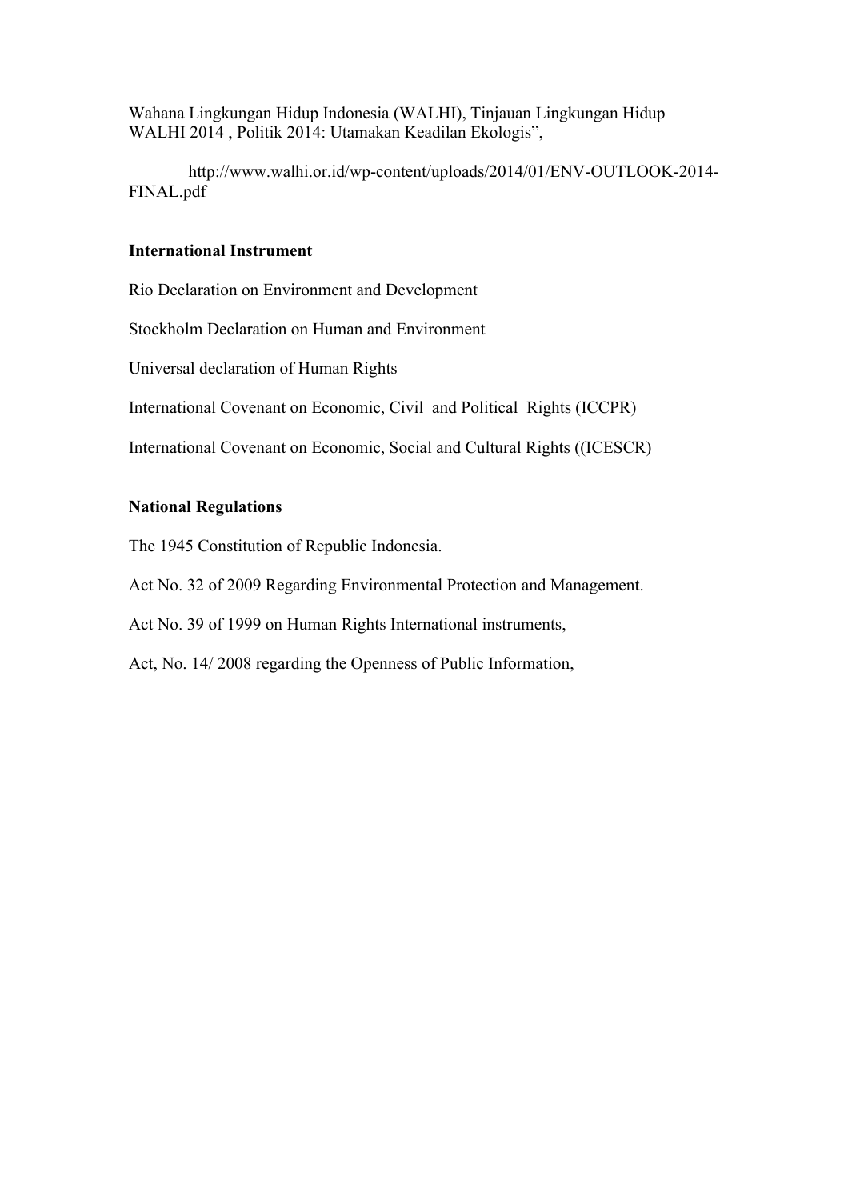Wahana Lingkungan Hidup Indonesia (WALHI), Tinjauan Lingkungan Hidup WALHI 2014 , Politik 2014: Utamakan Keadilan Ekologis",

http://www.walhi.or.id/wp-content/uploads/2014/01/ENV-OUTLOOK-2014-FINAL.pdf

**International Instrument**

Rio Declaration on Environment and Development

Stockholm Declaration on Human and Environment

Universal declaration of Human Rights

International Covenant on Economic, Civil and Political Rights (ICCPR)

International Covenant on Economic, Social and Cultural Rights ((ICESCR)

**National Regulations**

The 1945 Constitution of Republic Indonesia.

Act No. 32 of 2009 Regarding Environmental Protection and Management.

Act No. 39 of 1999 on Human Rights International instruments,

Act, No. 14/ 2008 regarding the Openness of Public Information,